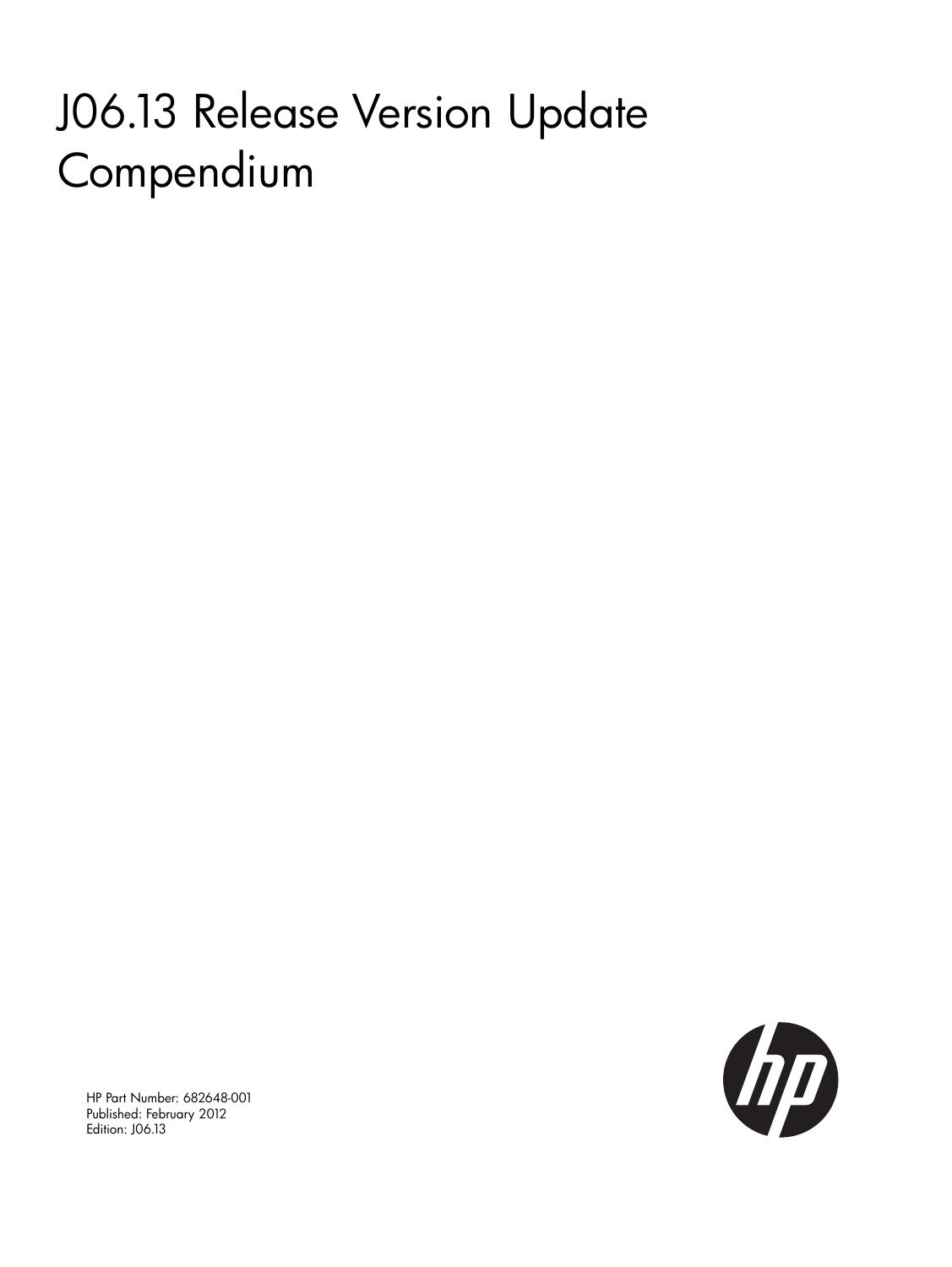# J06.13 Release Version Update Compendium

HP Part Number: 682648-001
Published: February 2012
Edition: J06.13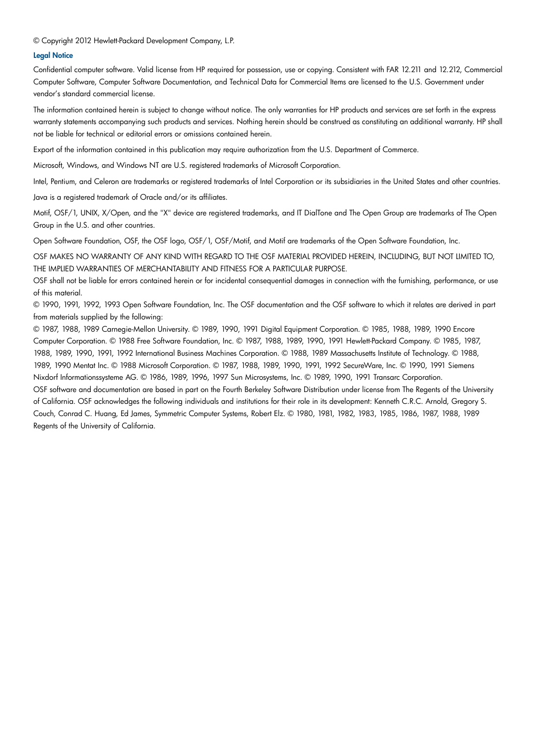© Copyright 2012 Hewlett-Packard Development Company, L.P.

**Legal Notice**

Confidential computer software. Valid license from HP required for possession, use or copying. Consistent with FAR 12.211 and 12.212, Commercial Computer Software, Computer Software Documentation, and Technical Data for Commercial Items are licensed to the U.S. Government under vendor's standard commercial license.

The information contained herein is subject to change without notice. The only warranties for HP products and services are set forth in the express warranty statements accompanying such products and services. Nothing herein should be construed as constituting an additional warranty. HP shall not be liable for technical or editorial errors or omissions contained herein.

Export of the information contained in this publication may require authorization from the U.S. Department of Commerce.

Microsoft, Windows, and Windows NT are U.S. registered trademarks of Microsoft Corporation.

Intel, Pentium, and Celeron are trademarks or registered trademarks of Intel Corporation or its subsidiaries in the United States and other countries.

Java is a registered trademark of Oracle and/or its affiliates.

Motif, OSF/1, UNIX, X/Open, and the "X" device are registered trademarks, and IT DialTone and The Open Group are trademarks of The Open Group in the U.S. and other countries.

Open Software Foundation, OSF, the OSF logo, OSF/1, OSF/Motif, and Motif are trademarks of the Open Software Foundation, Inc.

OSF MAKES NO WARRANTY OF ANY KIND WITH REGARD TO THE OSF MATERIAL PROVIDED HEREIN, INCLUDING, BUT NOT LIMITED TO, THE IMPLIED WARRANTIES OF MERCHANTABILITY AND FITNESS FOR A PARTICULAR PURPOSE.

OSF shall not be liable for errors contained herein or for incidental consequential damages in connection with the furnishing, performance, or use of this material.

© 1990, 1991, 1992, 1993 Open Software Foundation, Inc. The OSF documentation and the OSF software to which it relates are derived in part from materials supplied by the following:

© 1987, 1988, 1989 Carnegie-Mellon University. © 1989, 1990, 1991 Digital Equipment Corporation. © 1985, 1988, 1989, 1990 Encore Computer Corporation. © 1988 Free Software Foundation, Inc. © 1987, 1988, 1989, 1990, 1991 Hewlett-Packard Company. © 1985, 1987, 1988, 1989, 1990, 1991, 1992 International Business Machines Corporation. © 1988, 1989 Massachusetts Institute of Technology. © 1988, 1989, 1990 Mentat Inc. © 1988 Microsoft Corporation. © 1987, 1988, 1989, 1990, 1991, 1992 SecureWare, Inc. © 1990, 1991 Siemens Nixdorf Informationssysteme AG. © 1986, 1989, 1996, 1997 Sun Microsystems, Inc. © 1989, 1990, 1991 Transarc Corporation.

OSF software and documentation are based in part on the Fourth Berkeley Software Distribution under license from The Regents of the University of California. OSF acknowledges the following individuals and institutions for their role in its development: Kenneth C.R.C. Arnold, Gregory S. Couch, Conrad C. Huang, Ed James, Symmetric Computer Systems, Robert Elz. © 1980, 1981, 1982, 1983, 1985, 1986, 1987, 1988, 1989 Regents of the University of California.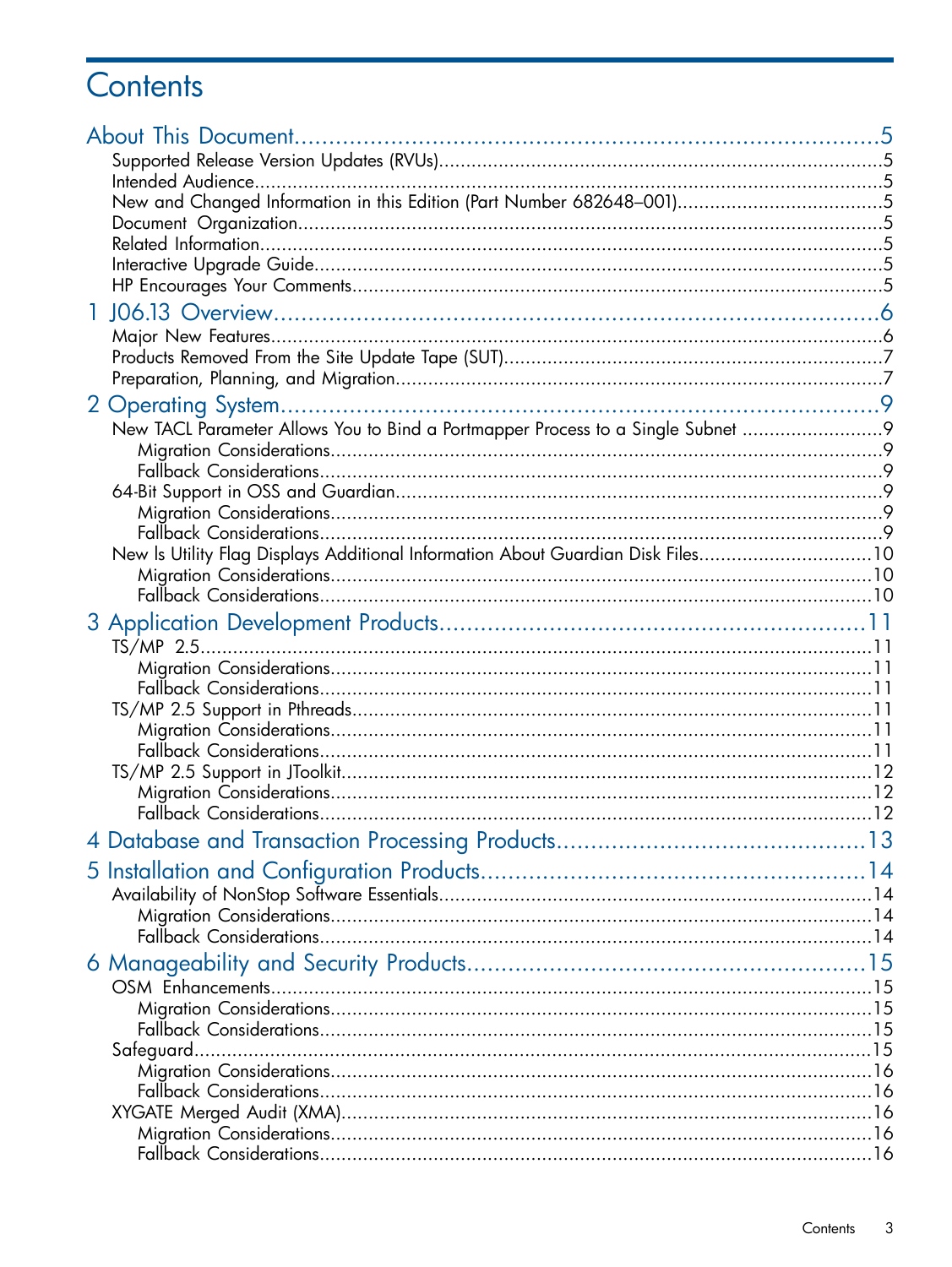# Contents

About This Document.....5
- Supported Release Version Updates (RVUs).....5
- Intended Audience.....5
- New and Changed Information in this Edition (Part Number 682648–001).....5
- Document Organization.....5
- Related Information.....5
- Interactive Upgrade Guide.....5
- HP Encourages Your Comments.....5

1 J06.13 Overview.....6
- Major New Features.....6
- Products Removed From the Site Update Tape (SUT).....7
- Preparation, Planning, and Migration.....7

2 Operating System.....9
- New TACL Parameter Allows You to Bind a Portmapper Process to a Single Subnet.....9
  - Migration Considerations.....9
  - Fallback Considerations.....9
- 64-Bit Support in OSS and Guardian.....9
  - Migration Considerations.....9
  - Fallback Considerations.....9
- New ls Utility Flag Displays Additional Information About Guardian Disk Files.....10
  - Migration Considerations.....10
  - Fallback Considerations.....10

3 Application Development Products.....11
- TS/MP 2.5.....11
  - Migration Considerations.....11
  - Fallback Considerations.....11
- TS/MP 2.5 Support in Pthreads.....11
  - Migration Considerations.....11
  - Fallback Considerations.....11
- TS/MP 2.5 Support in JToolkit.....12
  - Migration Considerations.....12
  - Fallback Considerations.....12

4 Database and Transaction Processing Products.....13

5 Installation and Configuration Products.....14
- Availability of NonStop Software Essentials.....14
  - Migration Considerations.....14
  - Fallback Considerations.....14

6 Manageability and Security Products.....15
- OSM Enhancements.....15
  - Migration Considerations.....15
  - Fallback Considerations.....15
- Safeguard.....15
  - Migration Considerations.....16
  - Fallback Considerations.....16
- XYGATE Merged Audit (XMA).....16
  - Migration Considerations.....16
  - Fallback Considerations.....16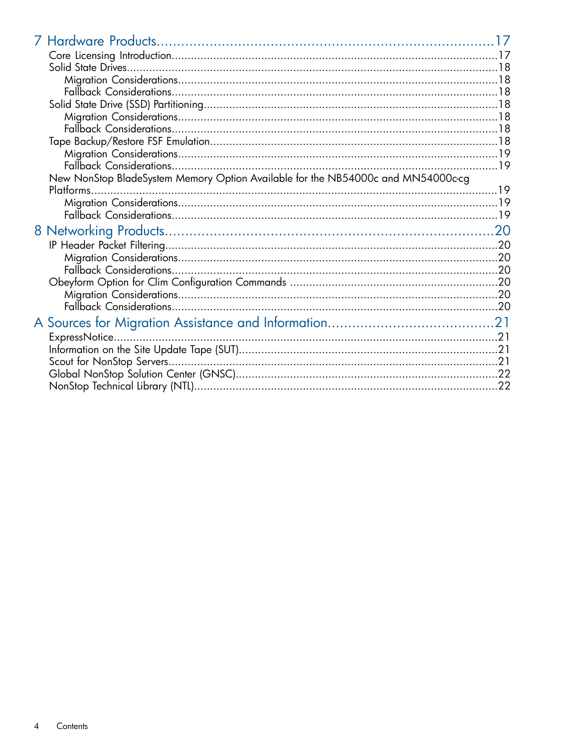7 Hardware Products....................................................................................17
  Core Licensing Introduction..........................................................................17
  Solid State Drives......................................................................................18
    Migration Considerations.........................................................................18
    Fallback Considerations...........................................................................18
  Solid State Drive (SSD) Partitioning...............................................................18
    Migration Considerations.........................................................................18
    Fallback Considerations...........................................................................18
  Tape Backup/Restore FSF Emulation..............................................................18
    Migration Considerations.........................................................................19
    Fallback Considerations...........................................................................19
  New NonStop BladeSystem Memory Option Available for the NB54000c and MN54000c-cg Platforms..............................................................................................19
    Migration Considerations.........................................................................19
    Fallback Considerations...........................................................................19

8 Networking Products.................................................................................20
  IP Header Packet Filtering............................................................................20
    Migration Considerations.........................................................................20
    Fallback Considerations...........................................................................20
  Obeyform Option for Clim Configuration Commands ........................................20
    Migration Considerations.........................................................................20
    Fallback Considerations...........................................................................20

A Sources for Migration Assistance and Information.........................................21
  ExpressNotice............................................................................................21
  Information on the Site Update Tape (SUT).....................................................21
  Scout for NonStop Servers...........................................................................21
  Global NonStop Solution Center (GNSC)........................................................22
  NonStop Technical Library (NTL)..................................................................22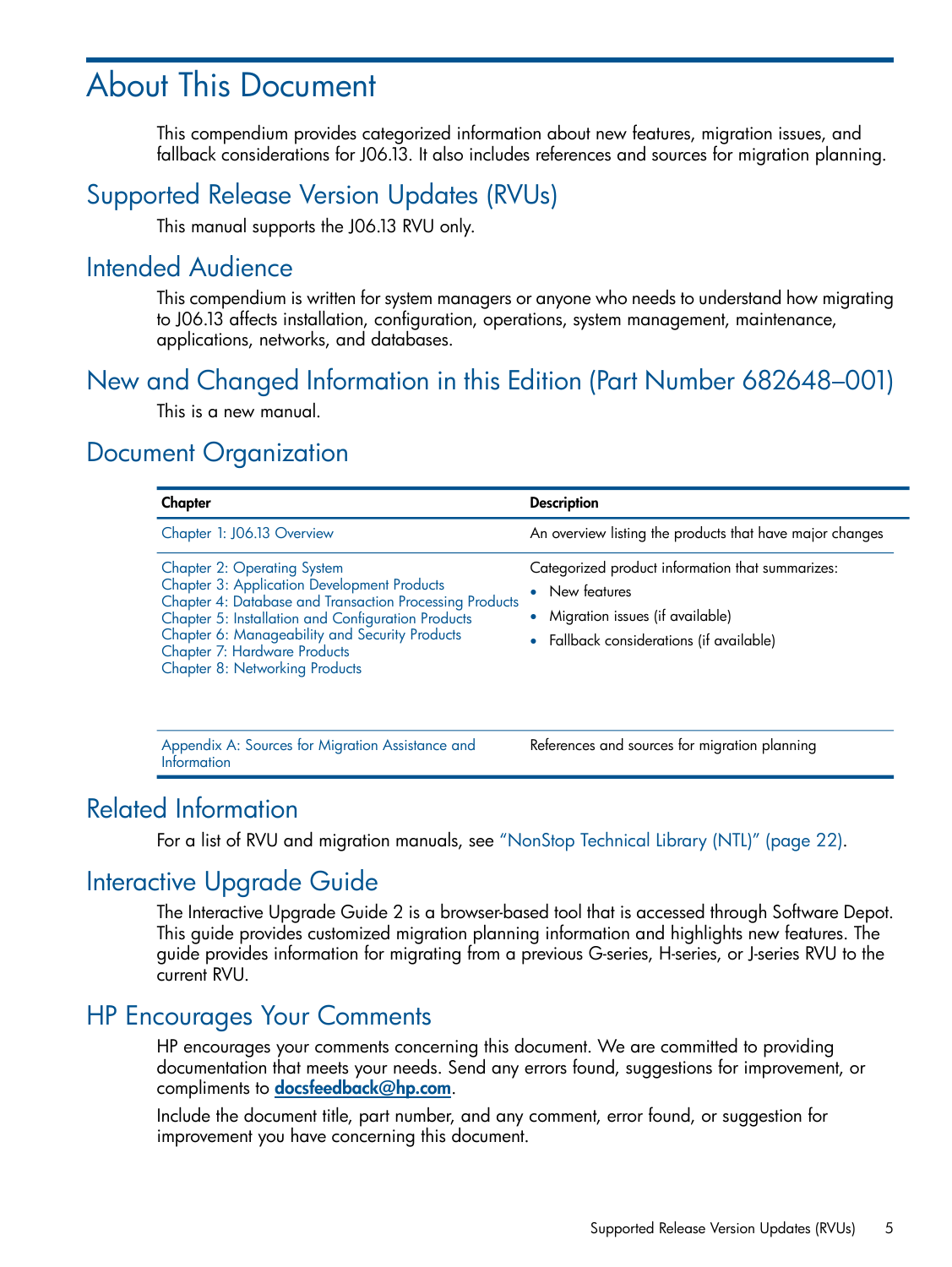# About This Document

This compendium provides categorized information about new features, migration issues, and fallback considerations for J06.13. It also includes references and sources for migration planning.

## Supported Release Version Updates (RVUs)

This manual supports the J06.13 RVU only.

## Intended Audience

This compendium is written for system managers or anyone who needs to understand how migrating to J06.13 affects installation, configuration, operations, system management, maintenance, applications, networks, and databases.

## New and Changed Information in this Edition (Part Number 682648–001)

This is a new manual.

## Document Organization

| Chapter | Description |
|---|---|
| Chapter 1: J06.13 Overview | An overview listing the products that have major changes |
| Chapter 2: Operating System<br>Chapter 3: Application Development Products<br>Chapter 4: Database and Transaction Processing Products<br>Chapter 5: Installation and Configuration Products<br>Chapter 6: Manageability and Security Products<br>Chapter 7: Hardware Products<br>Chapter 8: Networking Products | Categorized product information that summarizes:<br>• New features<br>• Migration issues (if available)<br>• Fallback considerations (if available) |
| Appendix A: Sources for Migration Assistance and Information | References and sources for migration planning |

## Related Information

For a list of RVU and migration manuals, see "NonStop Technical Library (NTL)" (page 22).

## Interactive Upgrade Guide

The Interactive Upgrade Guide 2 is a browser-based tool that is accessed through Software Depot. This guide provides customized migration planning information and highlights new features. The guide provides information for migrating from a previous G-series, H-series, or J-series RVU to the current RVU.

## HP Encourages Your Comments

HP encourages your comments concerning this document. We are committed to providing documentation that meets your needs. Send any errors found, suggestions for improvement, or compliments to **docsfeedback@hp.com**.

Include the document title, part number, and any comment, error found, or suggestion for improvement you have concerning this document.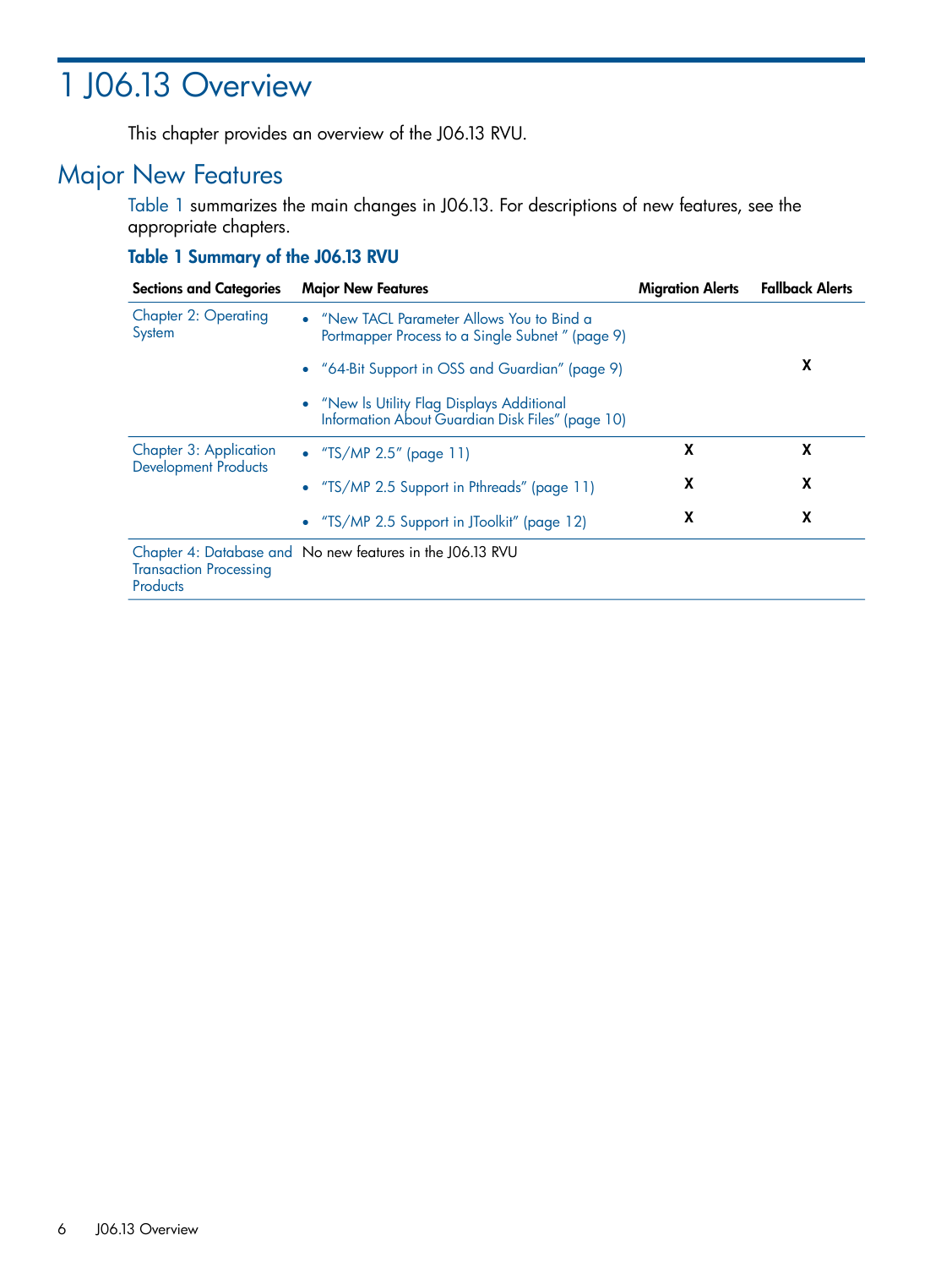# 1 J06.13 Overview

This chapter provides an overview of the J06.13 RVU.

## Major New Features

Table 1 summarizes the main changes in J06.13. For descriptions of new features, see the appropriate chapters.

**Table 1 Summary of the J06.13 RVU**

| Sections and Categories | Major New Features | Migration Alerts | Fallback Alerts |
|---|---|---|---|
| Chapter 2: Operating System | • "New TACL Parameter Allows You to Bind a Portmapper Process to a Single Subnet " (page 9) | | |
| | • "64-Bit Support in OSS and Guardian" (page 9) | | X |
| | • "New ls Utility Flag Displays Additional Information About Guardian Disk Files" (page 10) | | |
| Chapter 3: Application Development Products | • "TS/MP 2.5" (page 11) | X | X |
| | • "TS/MP 2.5 Support in Pthreads" (page 11) | X | X |
| | • "TS/MP 2.5 Support in JToolkit" (page 12) | X | X |
| Chapter 4: Database and Transaction Processing Products | No new features in the J06.13 RVU | | |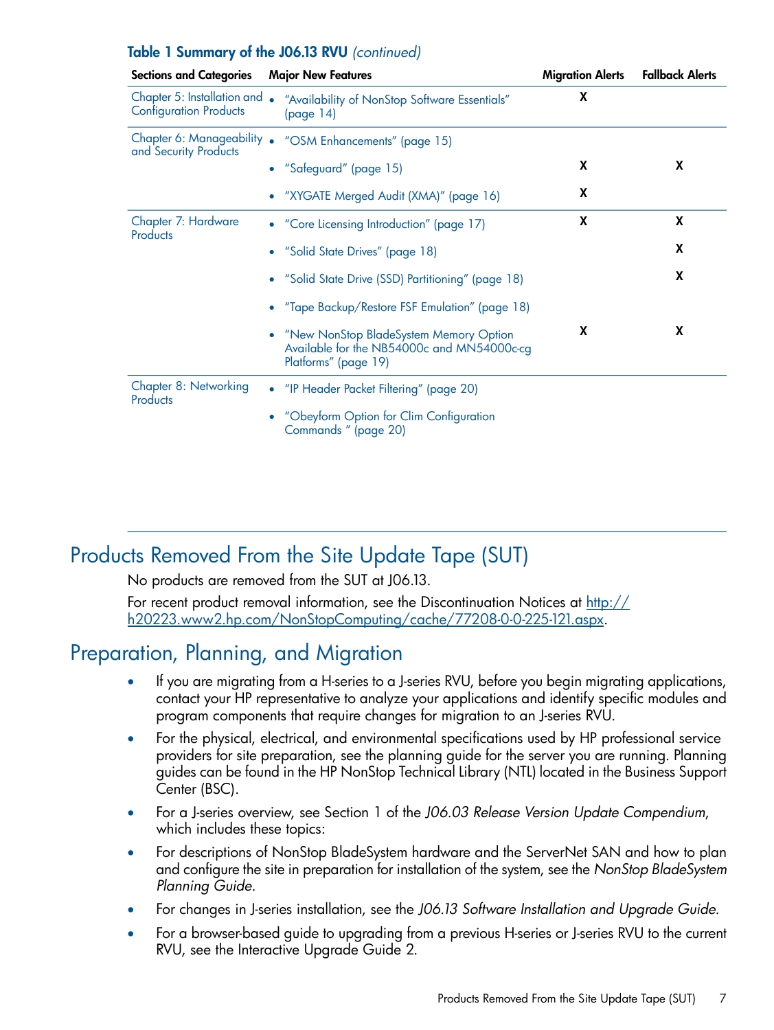**Table 1 Summary of the J06.13 RVU** *(continued)*

| Sections and Categories | Major New Features | Migration Alerts | Fallback Alerts |
|---|---|---|---|
| Chapter 5: Installation and Configuration Products | • "Availability of NonStop Software Essentials" (page 14) | X | |
| Chapter 6: Manageability and Security Products | • "OSM Enhancements" (page 15) | | |
| | • "Safeguard" (page 15) | X | X |
| | • "XYGATE Merged Audit (XMA)" (page 16) | X | |
| Chapter 7: Hardware Products | • "Core Licensing Introduction" (page 17) | X | X |
| | • "Solid State Drives" (page 18) | | X |
| | • "Solid State Drive (SSD) Partitioning" (page 18) | | X |
| | • "Tape Backup/Restore FSF Emulation" (page 18) | | |
| | • "New NonStop BladeSystem Memory Option Available for the NB54000c and MN54000c-cg Platforms" (page 19) | X | X |
| Chapter 8: Networking Products | • "IP Header Packet Filtering" (page 20) | | |
| | • "Obeyform Option for Clim Configuration Commands " (page 20) | | |

# Products Removed From the Site Update Tape (SUT)

No products are removed from the SUT at J06.13.

For recent product removal information, see the Discontinuation Notices at http://h20223.www2.hp.com/NonStopComputing/cache/77208-0-0-225-121.aspx.

# Preparation, Planning, and Migration

- If you are migrating from a H-series to a J-series RVU, before you begin migrating applications, contact your HP representative to analyze your applications and identify specific modules and program components that require changes for migration to an J-series RVU.
- For the physical, electrical, and environmental specifications used by HP professional service providers for site preparation, see the planning guide for the server you are running. Planning guides can be found in the HP NonStop Technical Library (NTL) located in the Business Support Center (BSC).
- For a J-series overview, see Section 1 of the *J06.03 Release Version Update Compendium*, which includes these topics:
- For descriptions of NonStop BladeSystem hardware and the ServerNet SAN and how to plan and configure the site in preparation for installation of the system, see the *NonStop BladeSystem Planning Guide*.
- For changes in J-series installation, see the *J06.13 Software Installation and Upgrade Guide.*
- For a browser-based guide to upgrading from a previous H-series or J-series RVU to the current RVU, see the Interactive Upgrade Guide 2.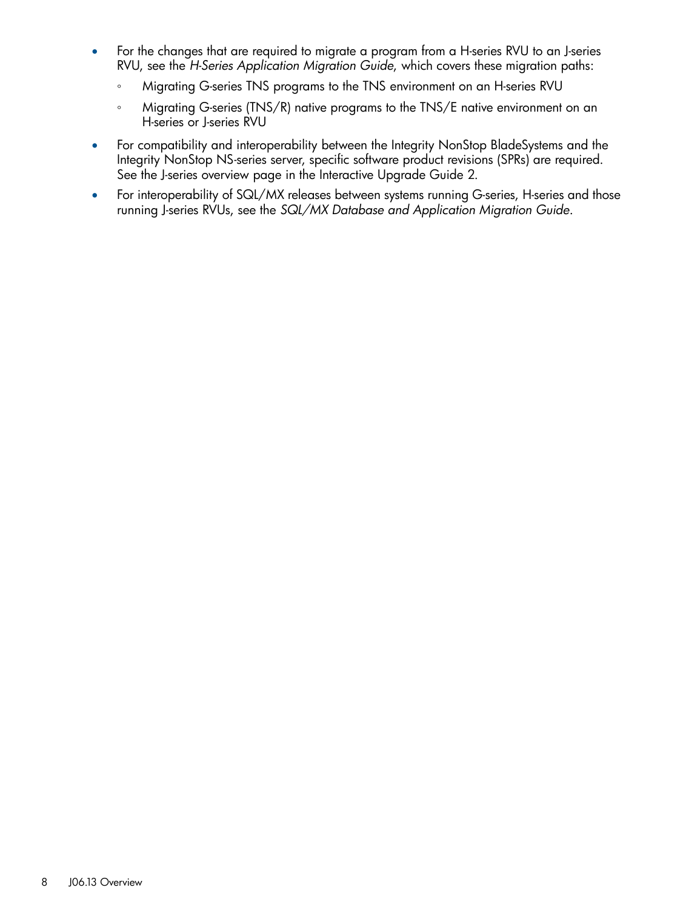- For the changes that are required to migrate a program from a H-series RVU to an J-series RVU, see the *H-Series Application Migration Guide*, which covers these migration paths:
  - Migrating G-series TNS programs to the TNS environment on an H-series RVU
  - Migrating G-series (TNS/R) native programs to the TNS/E native environment on an H-series or J-series RVU
- For compatibility and interoperability between the Integrity NonStop BladeSystems and the Integrity NonStop NS-series server, specific software product revisions (SPRs) are required. See the J-series overview page in the Interactive Upgrade Guide 2.
- For interoperability of SQL/MX releases between systems running G-series, H-series and those running J-series RVUs, see the *SQL/MX Database and Application Migration Guide*.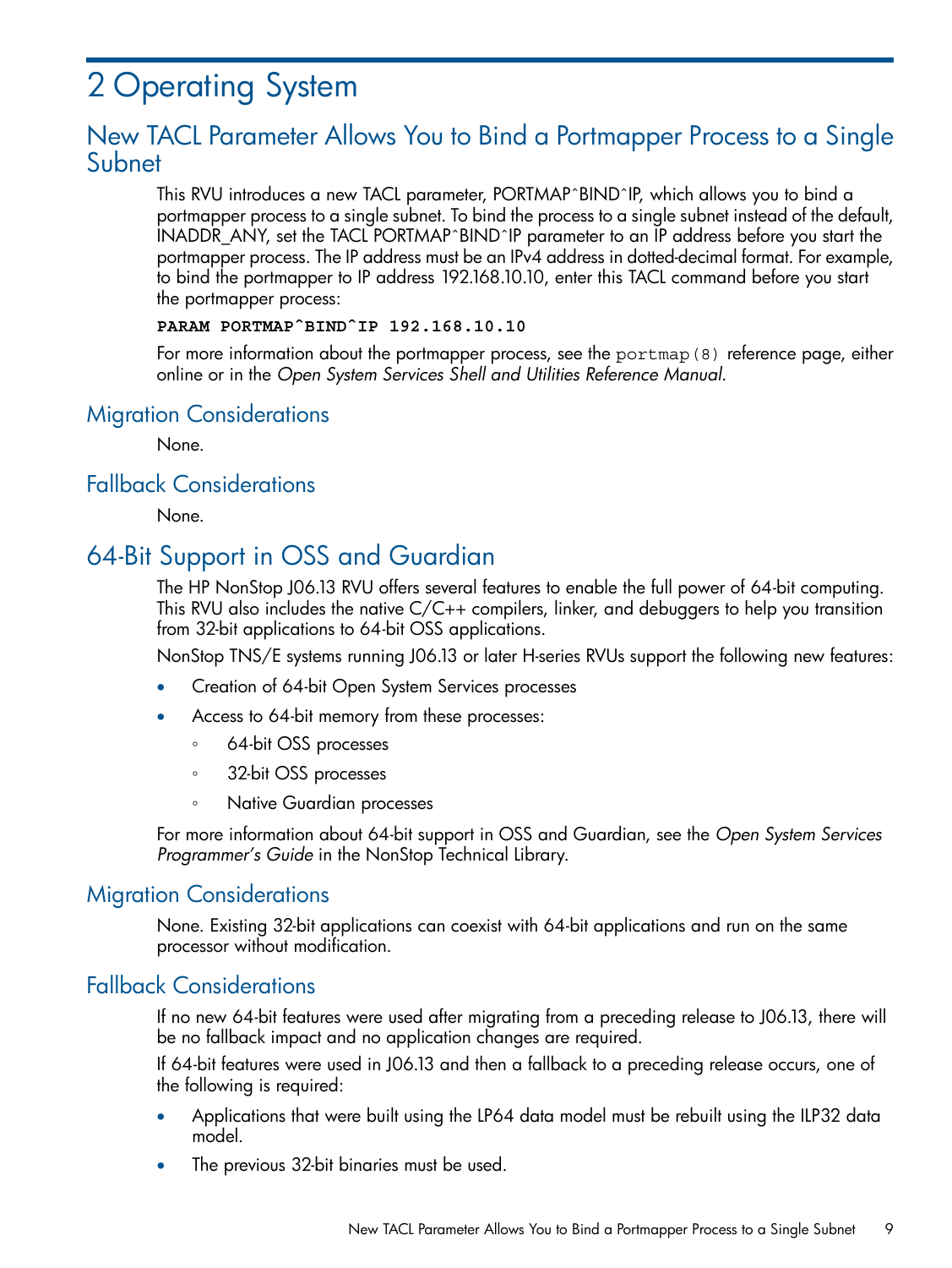# 2 Operating System

## New TACL Parameter Allows You to Bind a Portmapper Process to a Single Subnet

This RVU introduces a new TACL parameter, PORTMAP^BIND^IP, which allows you to bind a portmapper process to a single subnet. To bind the process to a single subnet instead of the default, INADDR_ANY, set the TACL PORTMAP^BIND^IP parameter to an IP address before you start the portmapper process. The IP address must be an IPv4 address in dotted-decimal format. For example, to bind the portmapper to IP address 192.168.10.10, enter this TACL command before you start the portmapper process:

```
PARAM PORTMAP^BIND^IP 192.168.10.10
```

For more information about the portmapper process, see the `portmap(8)` reference page, either online or in the *Open System Services Shell and Utilities Reference Manual*.

### Migration Considerations

None.

### Fallback Considerations

None.

## 64-Bit Support in OSS and Guardian

The HP NonStop J06.13 RVU offers several features to enable the full power of 64-bit computing. This RVU also includes the native C/C++ compilers, linker, and debuggers to help you transition from 32-bit applications to 64-bit OSS applications.

NonStop TNS/E systems running J06.13 or later H-series RVUs support the following new features:

- Creation of 64-bit Open System Services processes
- Access to 64-bit memory from these processes:
  - 64-bit OSS processes
  - 32-bit OSS processes
  - Native Guardian processes

For more information about 64-bit support in OSS and Guardian, see the *Open System Services Programmer's Guide* in the NonStop Technical Library.

### Migration Considerations

None. Existing 32-bit applications can coexist with 64-bit applications and run on the same processor without modification.

### Fallback Considerations

If no new 64-bit features were used after migrating from a preceding release to J06.13, there will be no fallback impact and no application changes are required.

If 64-bit features were used in J06.13 and then a fallback to a preceding release occurs, one of the following is required:

- Applications that were built using the LP64 data model must be rebuilt using the ILP32 data model.
- The previous 32-bit binaries must be used.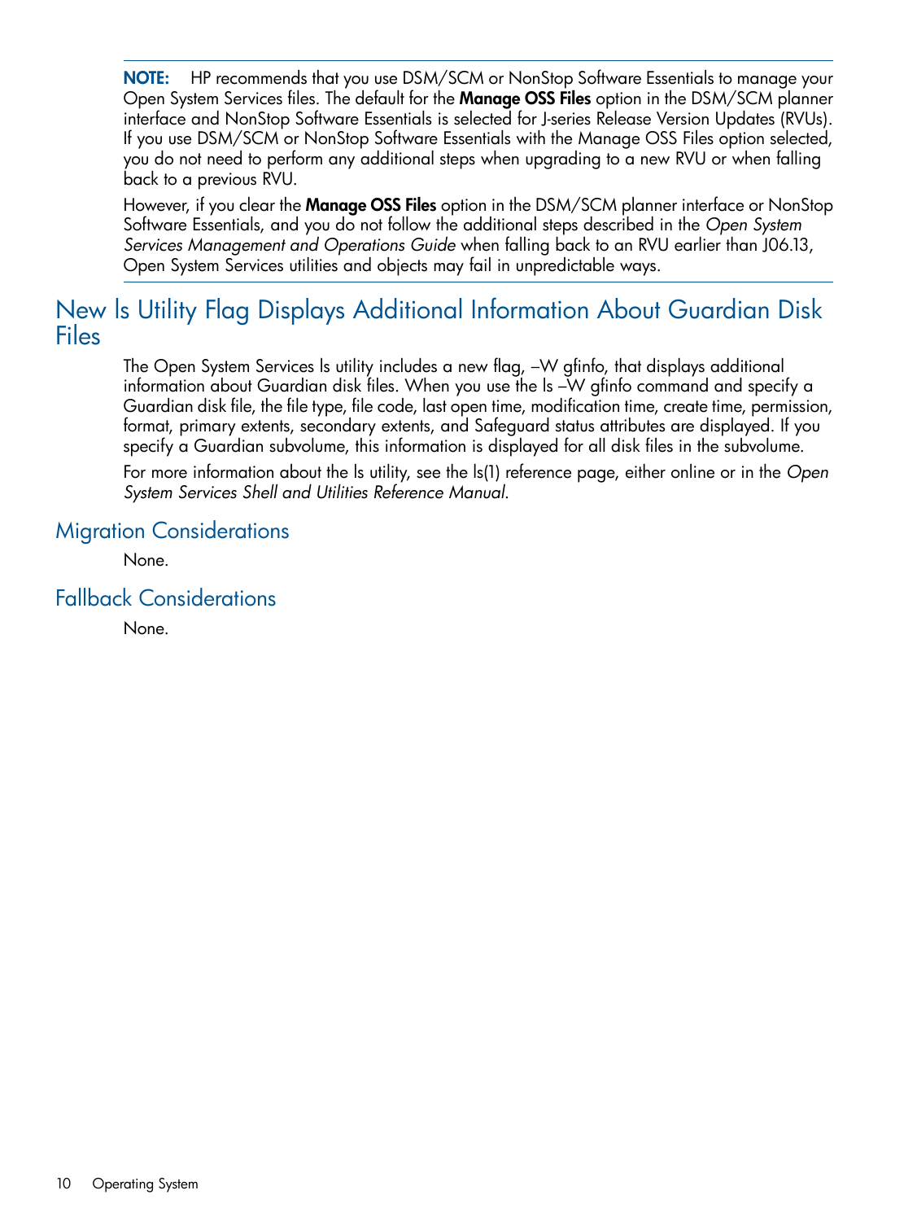**NOTE:** HP recommends that you use DSM/SCM or NonStop Software Essentials to manage your Open System Services files. The default for the **Manage OSS Files** option in the DSM/SCM planner interface and NonStop Software Essentials is selected for J-series Release Version Updates (RVUs). If you use DSM/SCM or NonStop Software Essentials with the Manage OSS Files option selected, you do not need to perform any additional steps when upgrading to a new RVU or when falling back to a previous RVU.

However, if you clear the **Manage OSS Files** option in the DSM/SCM planner interface or NonStop Software Essentials, and you do not follow the additional steps described in the *Open System Services Management and Operations Guide* when falling back to an RVU earlier than J06.13, Open System Services utilities and objects may fail in unpredictable ways.

## New ls Utility Flag Displays Additional Information About Guardian Disk Files

The Open System Services ls utility includes a new flag, –W gfinfo, that displays additional information about Guardian disk files. When you use the ls –W gfinfo command and specify a Guardian disk file, the file type, file code, last open time, modification time, create time, permission, format, primary extents, secondary extents, and Safeguard status attributes are displayed. If you specify a Guardian subvolume, this information is displayed for all disk files in the subvolume.

For more information about the ls utility, see the ls(1) reference page, either online or in the *Open System Services Shell and Utilities Reference Manual*.

### Migration Considerations

None.

### Fallback Considerations

None.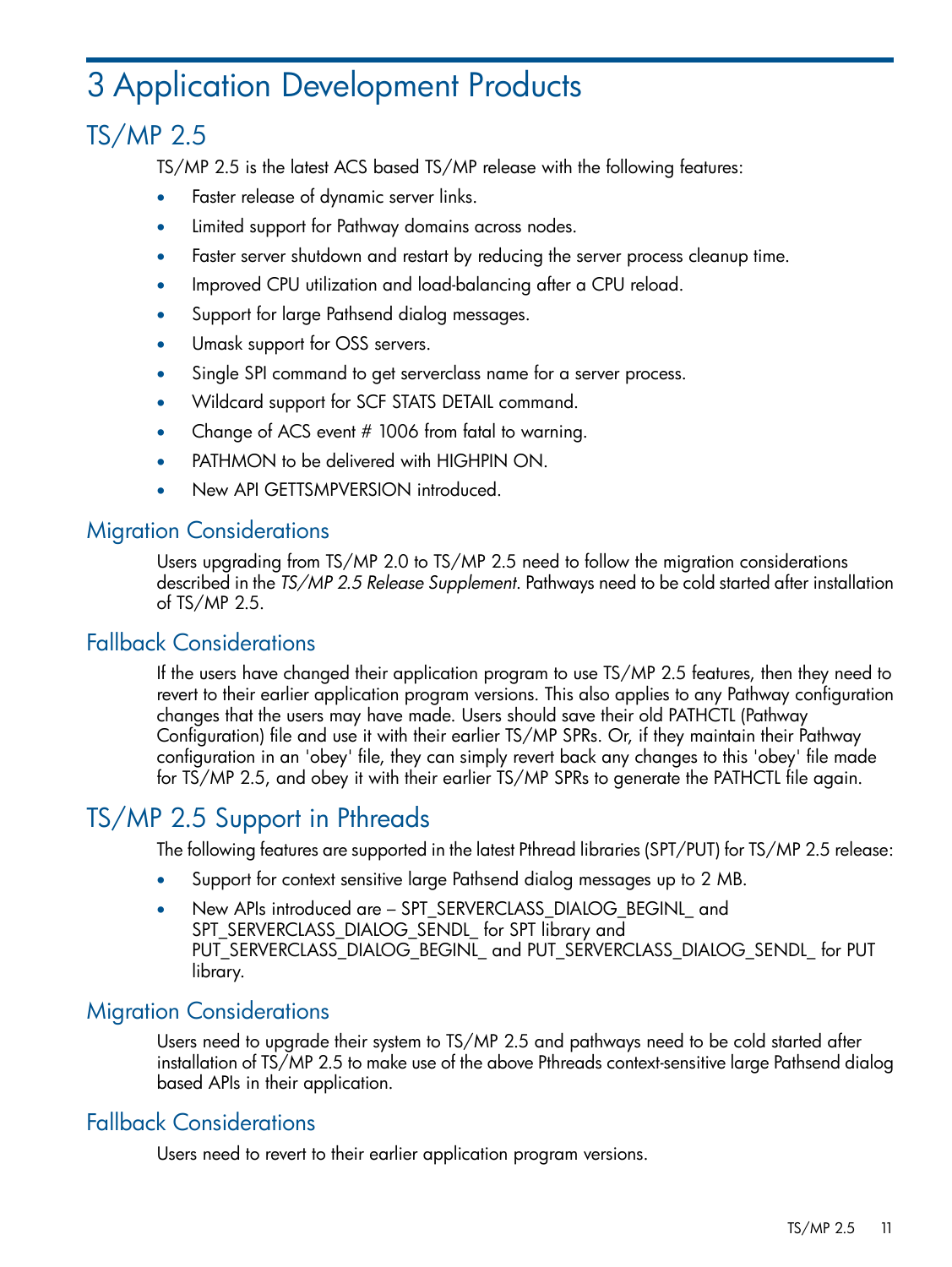# 3 Application Development Products

## TS/MP 2.5

TS/MP 2.5 is the latest ACS based TS/MP release with the following features:

- Faster release of dynamic server links.
- Limited support for Pathway domains across nodes.
- Faster server shutdown and restart by reducing the server process cleanup time.
- Improved CPU utilization and load-balancing after a CPU reload.
- Support for large Pathsend dialog messages.
- Umask support for OSS servers.
- Single SPI command to get serverclass name for a server process.
- Wildcard support for SCF STATS DETAIL command.
- Change of ACS event # 1006 from fatal to warning.
- PATHMON to be delivered with HIGHPIN ON.
- New API GETTSMPVERSION introduced.

### Migration Considerations

Users upgrading from TS/MP 2.0 to TS/MP 2.5 need to follow the migration considerations described in the *TS/MP 2.5 Release Supplement*. Pathways need to be cold started after installation of TS/MP 2.5.

### Fallback Considerations

If the users have changed their application program to use TS/MP 2.5 features, then they need to revert to their earlier application program versions. This also applies to any Pathway configuration changes that the users may have made. Users should save their old PATHCTL (Pathway Configuration) file and use it with their earlier TS/MP SPRs. Or, if they maintain their Pathway configuration in an 'obey' file, they can simply revert back any changes to this 'obey' file made for TS/MP 2.5, and obey it with their earlier TS/MP SPRs to generate the PATHCTL file again.

## TS/MP 2.5 Support in Pthreads

The following features are supported in the latest Pthread libraries (SPT/PUT) for TS/MP 2.5 release:

- Support for context sensitive large Pathsend dialog messages up to 2 MB.
- New APIs introduced are – SPT_SERVERCLASS_DIALOG_BEGINL_ and SPT_SERVERCLASS_DIALOG_SENDL_ for SPT library and PUT_SERVERCLASS_DIALOG_BEGINL_ and PUT_SERVERCLASS_DIALOG_SENDL_ for PUT library.

### Migration Considerations

Users need to upgrade their system to TS/MP 2.5 and pathways need to be cold started after installation of TS/MP 2.5 to make use of the above Pthreads context-sensitive large Pathsend dialog based APIs in their application.

### Fallback Considerations

Users need to revert to their earlier application program versions.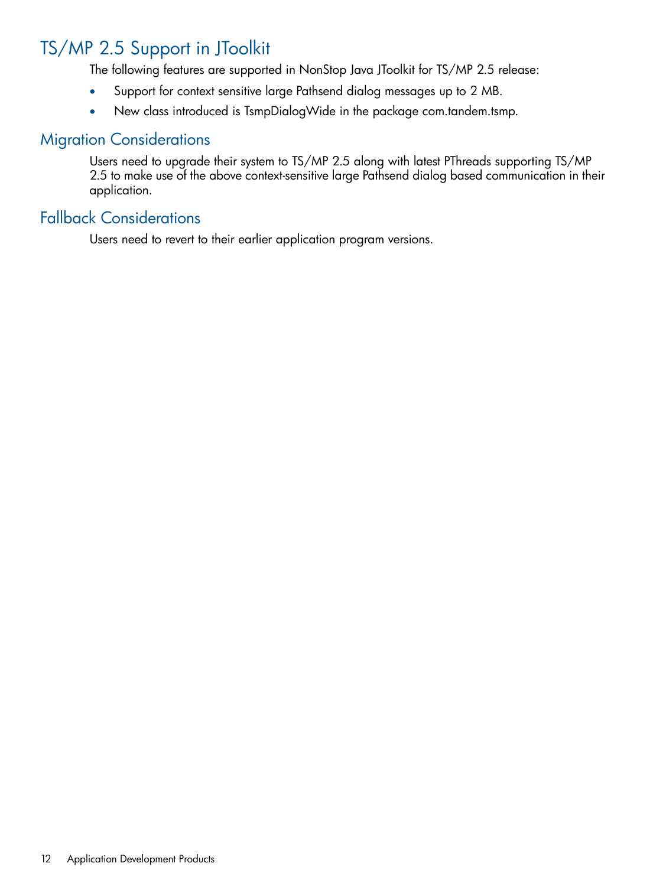## TS/MP 2.5 Support in JToolkit

The following features are supported in NonStop Java JToolkit for TS/MP 2.5 release:

- Support for context sensitive large Pathsend dialog messages up to 2 MB.
- New class introduced is TsmpDialogWide in the package com.tandem.tsmp.

### Migration Considerations

Users need to upgrade their system to TS/MP 2.5 along with latest PThreads supporting TS/MP 2.5 to make use of the above context-sensitive large Pathsend dialog based communication in their application.

### Fallback Considerations

Users need to revert to their earlier application program versions.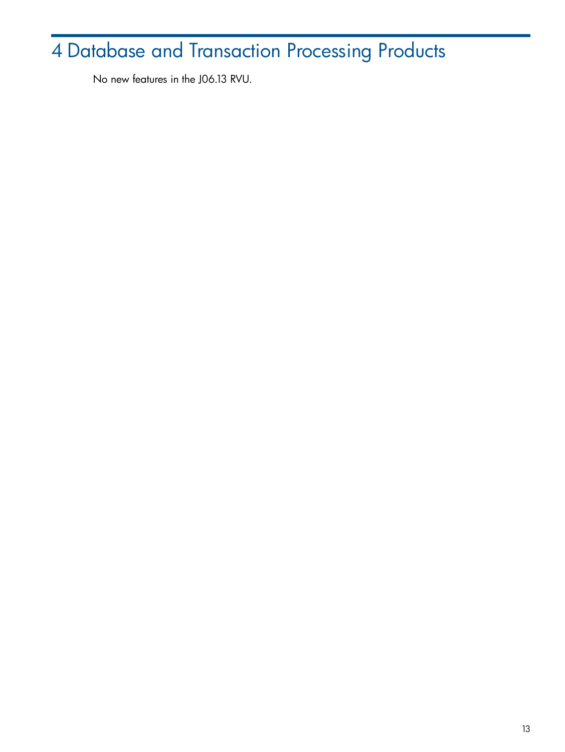# 4 Database and Transaction Processing Products

No new features in the J06.13 RVU.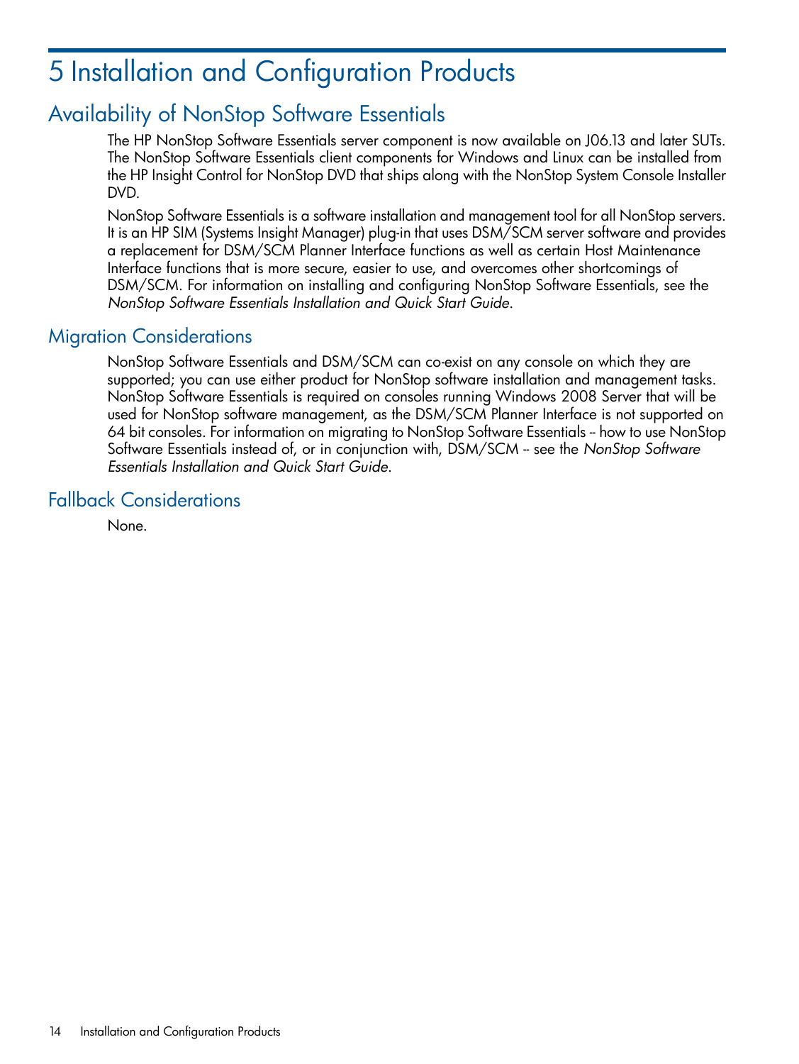# 5 Installation and Configuration Products

## Availability of NonStop Software Essentials

The HP NonStop Software Essentials server component is now available on J06.13 and later SUTs. The NonStop Software Essentials client components for Windows and Linux can be installed from the HP Insight Control for NonStop DVD that ships along with the NonStop System Console Installer DVD.

NonStop Software Essentials is a software installation and management tool for all NonStop servers. It is an HP SIM (Systems Insight Manager) plug-in that uses DSM/SCM server software and provides a replacement for DSM/SCM Planner Interface functions as well as certain Host Maintenance Interface functions that is more secure, easier to use, and overcomes other shortcomings of DSM/SCM. For information on installing and configuring NonStop Software Essentials, see the *NonStop Software Essentials Installation and Quick Start Guide*.

## Migration Considerations

NonStop Software Essentials and DSM/SCM can co-exist on any console on which they are supported; you can use either product for NonStop software installation and management tasks. NonStop Software Essentials is required on consoles running Windows 2008 Server that will be used for NonStop software management, as the DSM/SCM Planner Interface is not supported on 64 bit consoles. For information on migrating to NonStop Software Essentials -- how to use NonStop Software Essentials instead of, or in conjunction with, DSM/SCM -- see the *NonStop Software Essentials Installation and Quick Start Guide*.

## Fallback Considerations

None.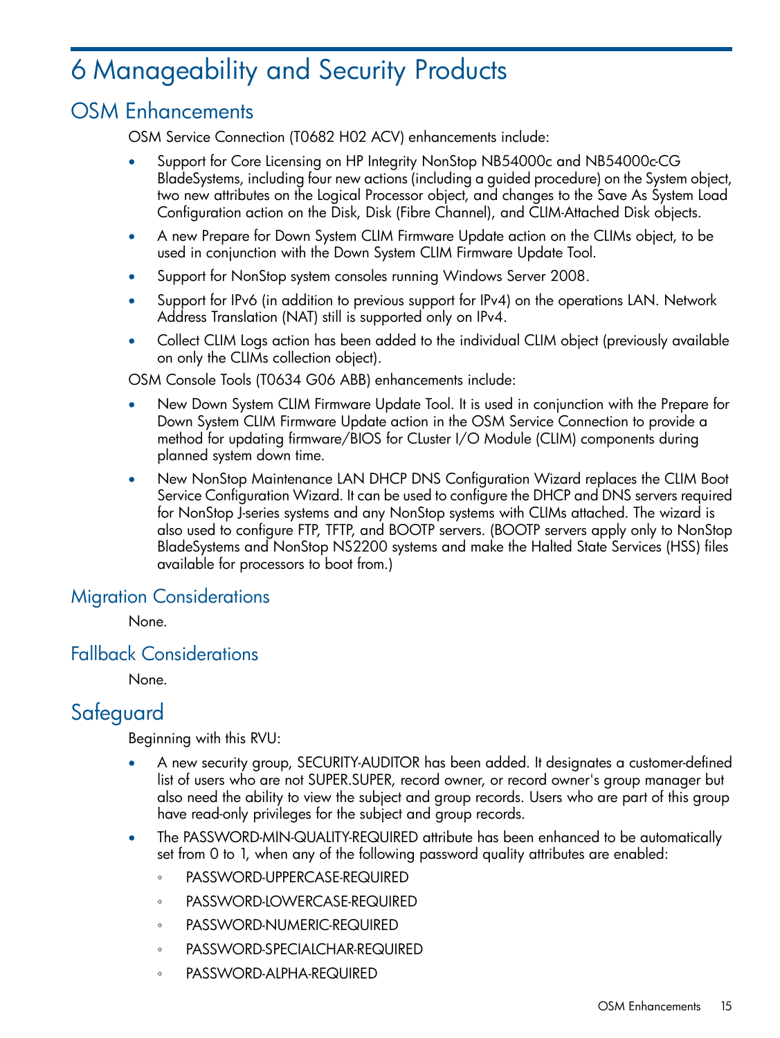# 6 Manageability and Security Products

## OSM Enhancements

OSM Service Connection (T0682 H02 ACV) enhancements include:

- Support for Core Licensing on HP Integrity NonStop NB54000c and NB54000c-CG BladeSystems, including four new actions (including a guided procedure) on the System object, two new attributes on the Logical Processor object, and changes to the Save As System Load Configuration action on the Disk, Disk (Fibre Channel), and CLIM-Attached Disk objects.
- A new Prepare for Down System CLIM Firmware Update action on the CLIMs object, to be used in conjunction with the Down System CLIM Firmware Update Tool.
- Support for NonStop system consoles running Windows Server 2008.
- Support for IPv6 (in addition to previous support for IPv4) on the operations LAN. Network Address Translation (NAT) still is supported only on IPv4.
- Collect CLIM Logs action has been added to the individual CLIM object (previously available on only the CLIMs collection object).

OSM Console Tools (T0634 G06 ABB) enhancements include:

- New Down System CLIM Firmware Update Tool. It is used in conjunction with the Prepare for Down System CLIM Firmware Update action in the OSM Service Connection to provide a method for updating firmware/BIOS for CLuster I/O Module (CLIM) components during planned system down time.
- New NonStop Maintenance LAN DHCP DNS Configuration Wizard replaces the CLIM Boot Service Configuration Wizard. It can be used to configure the DHCP and DNS servers required for NonStop J-series systems and any NonStop systems with CLIMs attached. The wizard is also used to configure FTP, TFTP, and BOOTP servers. (BOOTP servers apply only to NonStop BladeSystems and NonStop NS2200 systems and make the Halted State Services (HSS) files available for processors to boot from.)

### Migration Considerations

None.

### Fallback Considerations

None.

## Safeguard

Beginning with this RVU:

- A new security group, SECURITY-AUDITOR has been added. It designates a customer-defined list of users who are not SUPER.SUPER, record owner, or record owner's group manager but also need the ability to view the subject and group records. Users who are part of this group have read-only privileges for the subject and group records.
- The PASSWORD-MIN-QUALITY-REQUIRED attribute has been enhanced to be automatically set from 0 to 1, when any of the following password quality attributes are enabled:
  - PASSWORD-UPPERCASE-REQUIRED
  - PASSWORD-LOWERCASE-REQUIRED
  - PASSWORD-NUMERIC-REQUIRED
  - PASSWORD-SPECIALCHAR-REQUIRED
  - PASSWORD-ALPHA-REQUIRED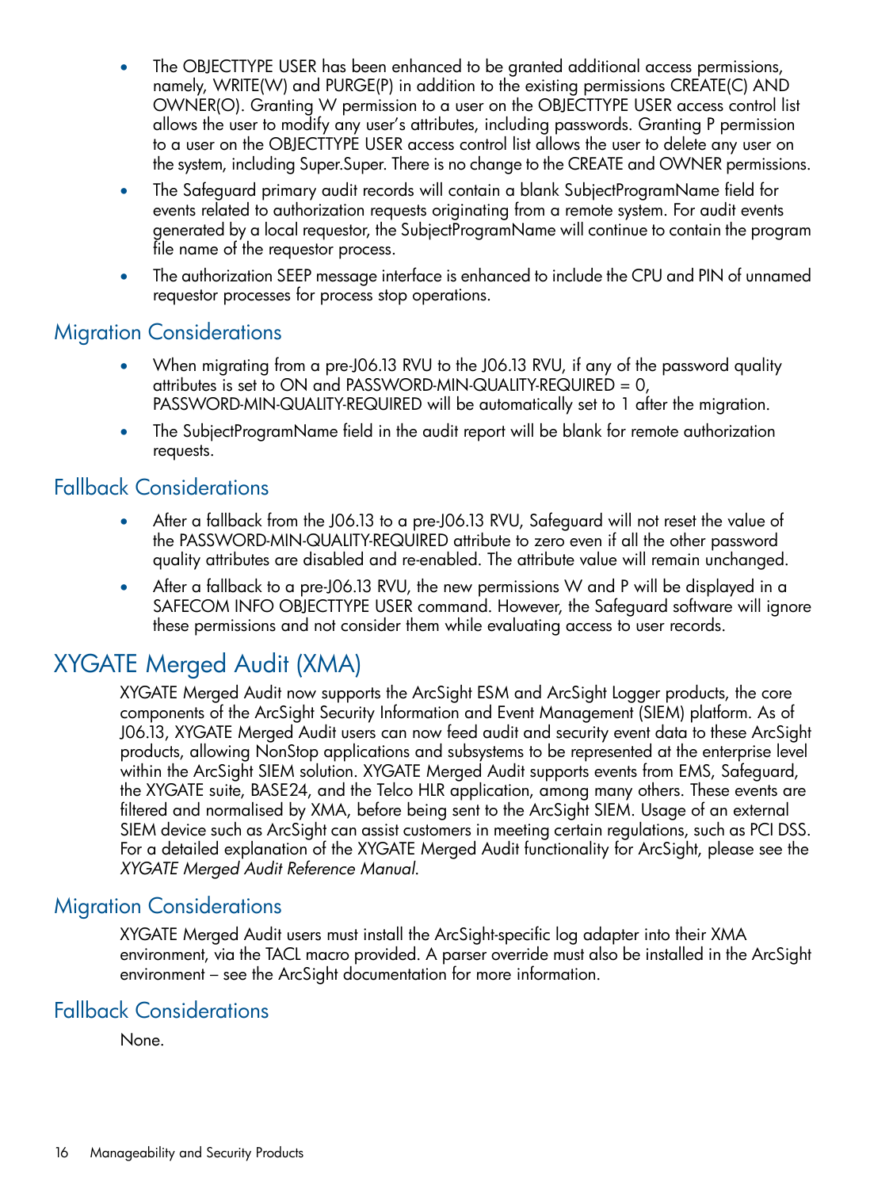- The OBJECTTYPE USER has been enhanced to be granted additional access permissions, namely, WRITE(W) and PURGE(P) in addition to the existing permissions CREATE(C) AND OWNER(O). Granting W permission to a user on the OBJECTTYPE USER access control list allows the user to modify any user's attributes, including passwords. Granting P permission to a user on the OBJECTTYPE USER access control list allows the user to delete any user on the system, including Super.Super. There is no change to the CREATE and OWNER permissions.
- The Safeguard primary audit records will contain a blank SubjectProgramName field for events related to authorization requests originating from a remote system. For audit events generated by a local requestor, the SubjectProgramName will continue to contain the program file name of the requestor process.
- The authorization SEEP message interface is enhanced to include the CPU and PIN of unnamed requestor processes for process stop operations.

## Migration Considerations

- When migrating from a pre-J06.13 RVU to the J06.13 RVU, if any of the password quality attributes is set to ON and PASSWORD-MIN-QUALITY-REQUIRED = 0, PASSWORD-MIN-QUALITY-REQUIRED will be automatically set to 1 after the migration.
- The SubjectProgramName field in the audit report will be blank for remote authorization requests.

## Fallback Considerations

- After a fallback from the J06.13 to a pre-J06.13 RVU, Safeguard will not reset the value of the PASSWORD-MIN-QUALITY-REQUIRED attribute to zero even if all the other password quality attributes are disabled and re-enabled. The attribute value will remain unchanged.
- After a fallback to a pre-J06.13 RVU, the new permissions W and P will be displayed in a SAFECOM INFO OBJECTTYPE USER command. However, the Safeguard software will ignore these permissions and not consider them while evaluating access to user records.

# XYGATE Merged Audit (XMA)

XYGATE Merged Audit now supports the ArcSight ESM and ArcSight Logger products, the core components of the ArcSight Security Information and Event Management (SIEM) platform. As of J06.13, XYGATE Merged Audit users can now feed audit and security event data to these ArcSight products, allowing NonStop applications and subsystems to be represented at the enterprise level within the ArcSight SIEM solution. XYGATE Merged Audit supports events from EMS, Safeguard, the XYGATE suite, BASE24, and the Telco HLR application, among many others. These events are filtered and normalised by XMA, before being sent to the ArcSight SIEM. Usage of an external SIEM device such as ArcSight can assist customers in meeting certain regulations, such as PCI DSS. For a detailed explanation of the XYGATE Merged Audit functionality for ArcSight, please see the *XYGATE Merged Audit Reference Manual*.

## Migration Considerations

XYGATE Merged Audit users must install the ArcSight-specific log adapter into their XMA environment, via the TACL macro provided. A parser override must also be installed in the ArcSight environment – see the ArcSight documentation for more information.

## Fallback Considerations

None.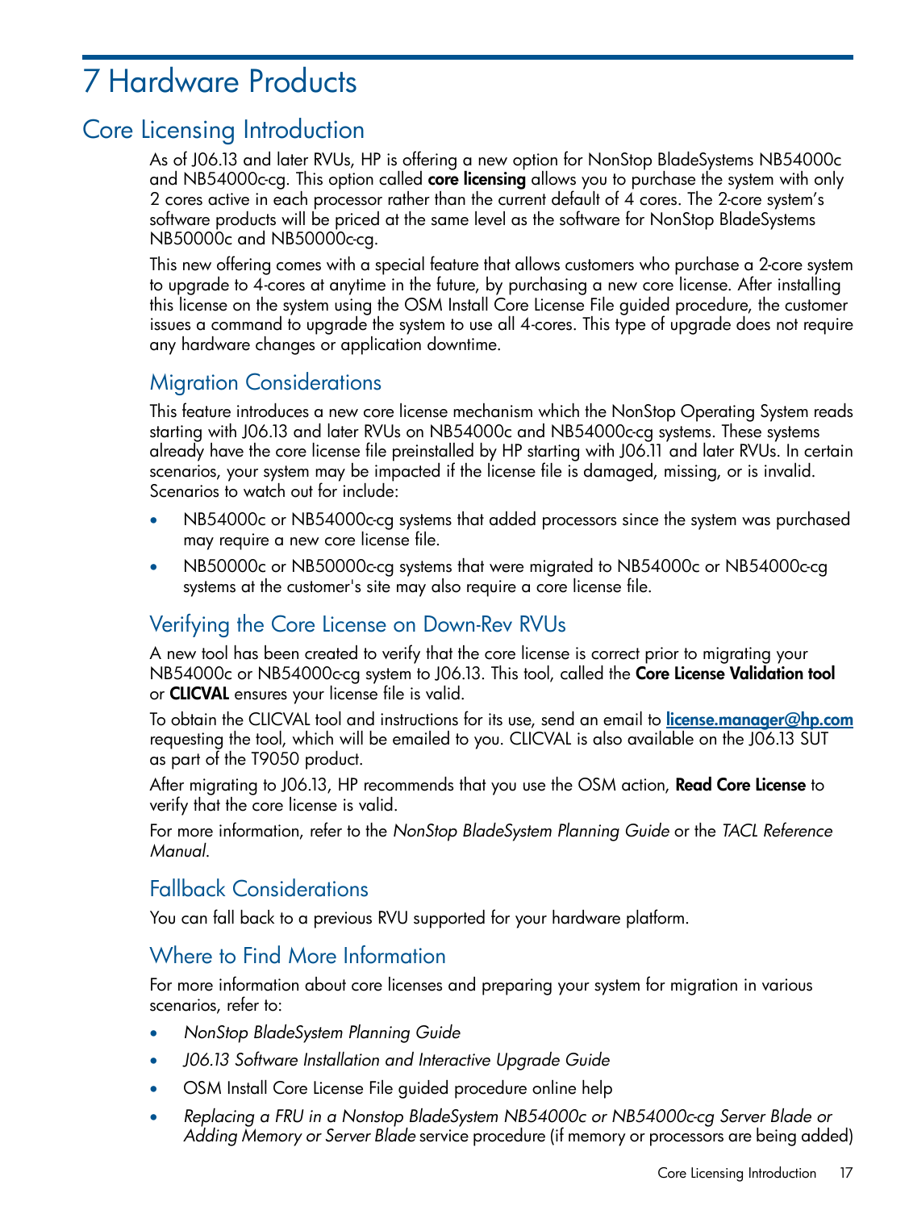# 7 Hardware Products

## Core Licensing Introduction

As of J06.13 and later RVUs, HP is offering a new option for NonStop BladeSystems NB54000c and NB54000c-cg. This option called **core licensing** allows you to purchase the system with only 2 cores active in each processor rather than the current default of 4 cores. The 2-core system's software products will be priced at the same level as the software for NonStop BladeSystems NB50000c and NB50000c-cg.

This new offering comes with a special feature that allows customers who purchase a 2-core system to upgrade to 4-cores at anytime in the future, by purchasing a new core license. After installing this license on the system using the OSM Install Core License File guided procedure, the customer issues a command to upgrade the system to use all 4-cores. This type of upgrade does not require any hardware changes or application downtime.

### Migration Considerations

This feature introduces a new core license mechanism which the NonStop Operating System reads starting with J06.13 and later RVUs on NB54000c and NB54000c-cg systems. These systems already have the core license file preinstalled by HP starting with J06.11 and later RVUs. In certain scenarios, your system may be impacted if the license file is damaged, missing, or is invalid. Scenarios to watch out for include:

- NB54000c or NB54000c-cg systems that added processors since the system was purchased may require a new core license file.
- NB50000c or NB50000c-cg systems that were migrated to NB54000c or NB54000c-cg systems at the customer's site may also require a core license file.

### Verifying the Core License on Down-Rev RVUs

A new tool has been created to verify that the core license is correct prior to migrating your NB54000c or NB54000c-cg system to J06.13. This tool, called the **Core License Validation tool** or **CLICVAL** ensures your license file is valid.

To obtain the CLICVAL tool and instructions for its use, send an email to **license.manager@hp.com** requesting the tool, which will be emailed to you. CLICVAL is also available on the J06.13 SUT as part of the T9050 product.

After migrating to J06.13, HP recommends that you use the OSM action, **Read Core License** to verify that the core license is valid.

For more information, refer to the *NonStop BladeSystem Planning Guide* or the *TACL Reference Manual*.

### Fallback Considerations

You can fall back to a previous RVU supported for your hardware platform.

### Where to Find More Information

For more information about core licenses and preparing your system for migration in various scenarios, refer to:

- *NonStop BladeSystem Planning Guide*
- *J06.13 Software Installation and Interactive Upgrade Guide*
- OSM Install Core License File guided procedure online help
- *Replacing a FRU in a Nonstop BladeSystem NB54000c or NB54000c-cg Server Blade or Adding Memory or Server Blade* service procedure (if memory or processors are being added)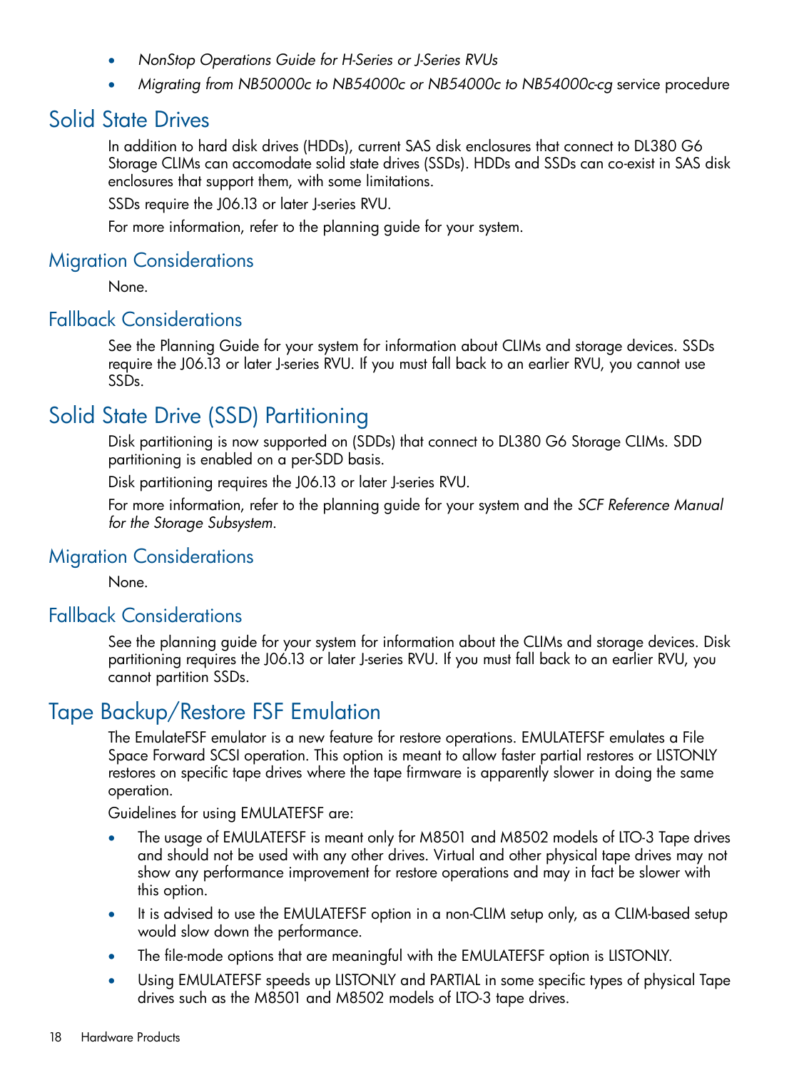- *NonStop Operations Guide for H-Series or J-Series RVUs*
- *Migrating from NB50000c to NB54000c or NB54000c to NB54000c-cg* service procedure

## Solid State Drives

In addition to hard disk drives (HDDs), current SAS disk enclosures that connect to DL380 G6 Storage CLIMs can accomodate solid state drives (SSDs). HDDs and SSDs can co-exist in SAS disk enclosures that support them, with some limitations.

SSDs require the J06.13 or later J-series RVU.

For more information, refer to the planning guide for your system.

### Migration Considerations

None.

### Fallback Considerations

See the Planning Guide for your system for information about CLIMs and storage devices. SSDs require the J06.13 or later J-series RVU. If you must fall back to an earlier RVU, you cannot use SSDs.

## Solid State Drive (SSD) Partitioning

Disk partitioning is now supported on (SDDs) that connect to DL380 G6 Storage CLIMs. SDD partitioning is enabled on a per-SDD basis.

Disk partitioning requires the J06.13 or later J-series RVU.

For more information, refer to the planning guide for your system and the *SCF Reference Manual for the Storage Subsystem*.

### Migration Considerations

None.

### Fallback Considerations

See the planning guide for your system for information about the CLIMs and storage devices. Disk partitioning requires the J06.13 or later J-series RVU. If you must fall back to an earlier RVU, you cannot partition SSDs.

## Tape Backup/Restore FSF Emulation

The EmulateFSF emulator is a new feature for restore operations. EMULATEFSF emulates a File Space Forward SCSI operation. This option is meant to allow faster partial restores or LISTONLY restores on specific tape drives where the tape firmware is apparently slower in doing the same operation.

Guidelines for using EMULATEFSF are:

- The usage of EMULATEFSF is meant only for M8501 and M8502 models of LTO-3 Tape drives and should not be used with any other drives. Virtual and other physical tape drives may not show any performance improvement for restore operations and may in fact be slower with this option.
- It is advised to use the EMULATEFSF option in a non-CLIM setup only, as a CLIM-based setup would slow down the performance.
- The file-mode options that are meaningful with the EMULATEFSF option is LISTONLY.
- Using EMULATEFSF speeds up LISTONLY and PARTIAL in some specific types of physical Tape drives such as the M8501 and M8502 models of LTO-3 tape drives.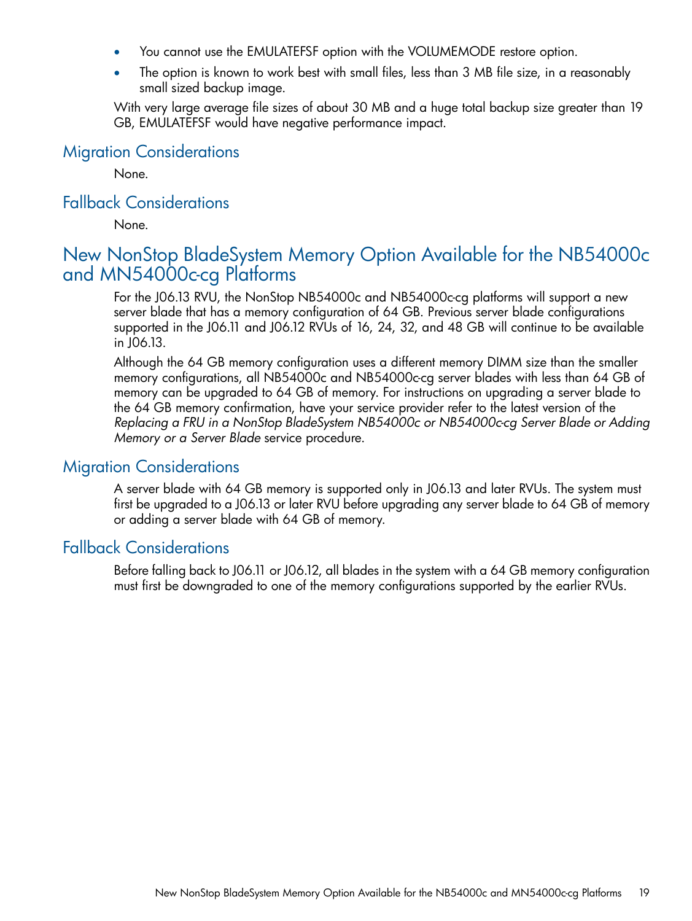- You cannot use the EMULATEFSF option with the VOLUMEMODE restore option.
- The option is known to work best with small files, less than 3 MB file size, in a reasonably small sized backup image.

With very large average file sizes of about 30 MB and a huge total backup size greater than 19 GB, EMULATEFSF would have negative performance impact.

## Migration Considerations

None.

## Fallback Considerations

None.

# New NonStop BladeSystem Memory Option Available for the NB54000c and MN54000c-cg Platforms

For the J06.13 RVU, the NonStop NB54000c and NB54000c-cg platforms will support a new server blade that has a memory configuration of 64 GB. Previous server blade configurations supported in the J06.11 and J06.12 RVUs of 16, 24, 32, and 48 GB will continue to be available in J06.13.

Although the 64 GB memory configuration uses a different memory DIMM size than the smaller memory configurations, all NB54000c and NB54000c-cg server blades with less than 64 GB of memory can be upgraded to 64 GB of memory. For instructions on upgrading a server blade to the 64 GB memory confirmation, have your service provider refer to the latest version of the *Replacing a FRU in a NonStop BladeSystem NB54000c or NB54000c-cg Server Blade or Adding Memory or a Server Blade* service procedure.

## Migration Considerations

A server blade with 64 GB memory is supported only in J06.13 and later RVUs. The system must first be upgraded to a J06.13 or later RVU before upgrading any server blade to 64 GB of memory or adding a server blade with 64 GB of memory.

## Fallback Considerations

Before falling back to J06.11 or J06.12, all blades in the system with a 64 GB memory configuration must first be downgraded to one of the memory configurations supported by the earlier RVUs.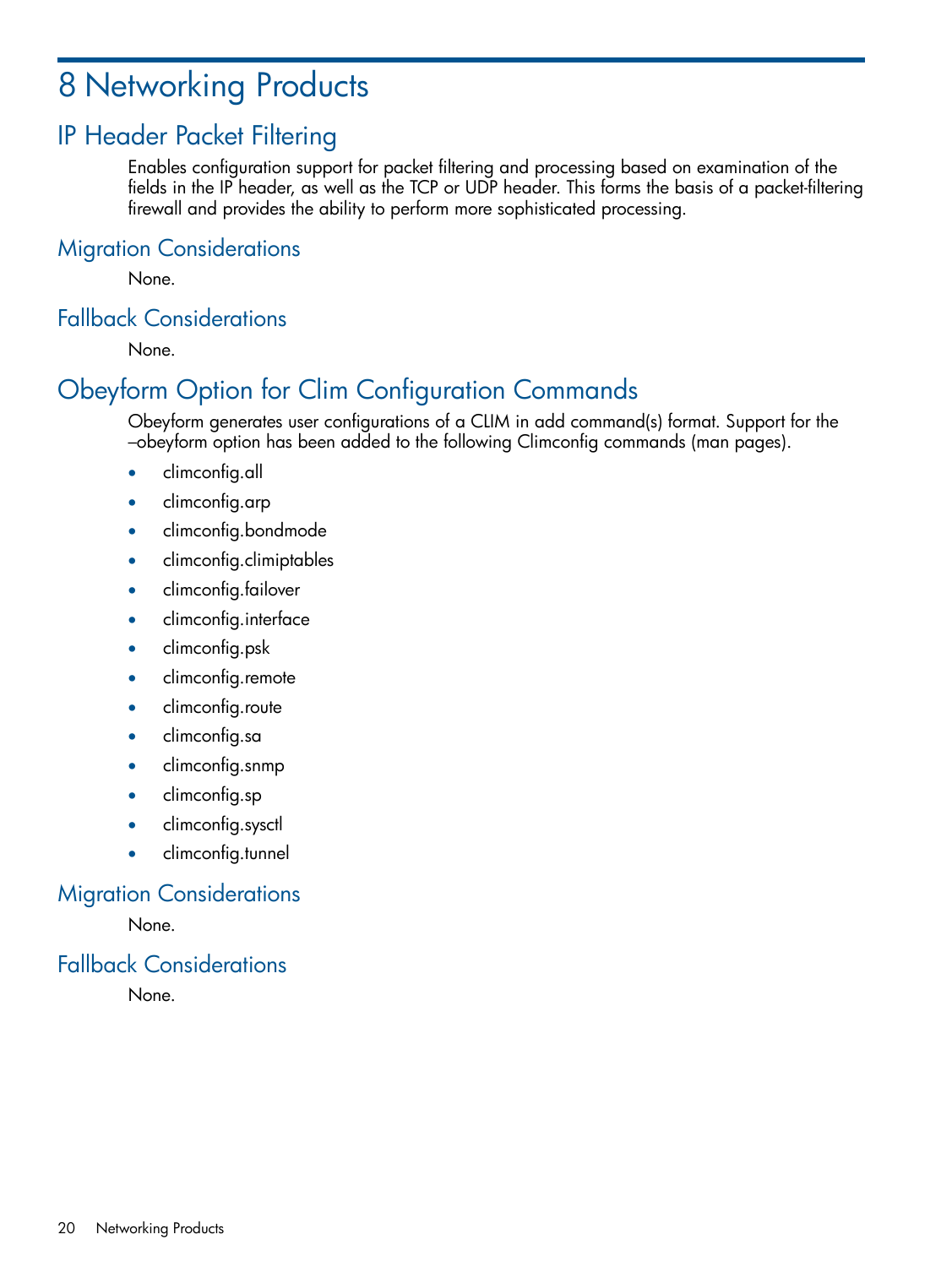# 8 Networking Products

## IP Header Packet Filtering

Enables configuration support for packet filtering and processing based on examination of the fields in the IP header, as well as the TCP or UDP header. This forms the basis of a packet-filtering firewall and provides the ability to perform more sophisticated processing.

### Migration Considerations

None.

### Fallback Considerations

None.

## Obeyform Option for Clim Configuration Commands

Obeyform generates user configurations of a CLIM in add command(s) format. Support for the –obeyform option has been added to the following Climconfig commands (man pages).

- climconfig.all
- climconfig.arp
- climconfig.bondmode
- climconfig.climiptables
- climconfig.failover
- climconfig.interface
- climconfig.psk
- climconfig.remote
- climconfig.route
- climconfig.sa
- climconfig.snmp
- climconfig.sp
- climconfig.sysctl
- climconfig.tunnel

### Migration Considerations

None.

### Fallback Considerations

None.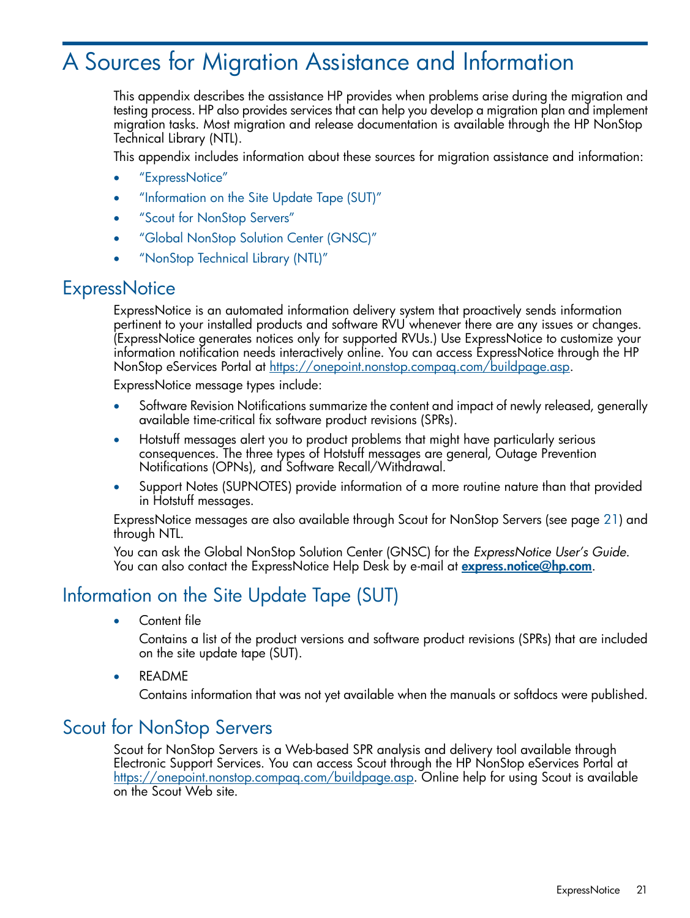# A Sources for Migration Assistance and Information

This appendix describes the assistance HP provides when problems arise during the migration and testing process. HP also provides services that can help you develop a migration plan and implement migration tasks. Most migration and release documentation is available through the HP NonStop Technical Library (NTL).

This appendix includes information about these sources for migration assistance and information:

- "ExpressNotice"
- "Information on the Site Update Tape (SUT)"
- "Scout for NonStop Servers"
- "Global NonStop Solution Center (GNSC)"
- "NonStop Technical Library (NTL)"

## ExpressNotice

ExpressNotice is an automated information delivery system that proactively sends information pertinent to your installed products and software RVU whenever there are any issues or changes. (ExpressNotice generates notices only for supported RVUs.) Use ExpressNotice to customize your information notification needs interactively online. You can access ExpressNotice through the HP NonStop eServices Portal at https://onepoint.nonstop.compaq.com/buildpage.asp.

ExpressNotice message types include:

- Software Revision Notifications summarize the content and impact of newly released, generally available time-critical fix software product revisions (SPRs).
- Hotstuff messages alert you to product problems that might have particularly serious consequences. The three types of Hotstuff messages are general, Outage Prevention Notifications (OPNs), and Software Recall/Withdrawal.
- Support Notes (SUPNOTES) provide information of a more routine nature than that provided in Hotstuff messages.

ExpressNotice messages are also available through Scout for NonStop Servers (see page 21) and through NTL.

You can ask the Global NonStop Solution Center (GNSC) for the *ExpressNotice User's Guide*. You can also contact the ExpressNotice Help Desk by e-mail at **express.notice@hp.com**.

## Information on the Site Update Tape (SUT)

- Content file

  Contains a list of the product versions and software product revisions (SPRs) that are included on the site update tape (SUT).

- README

  Contains information that was not yet available when the manuals or softdocs were published.

## Scout for NonStop Servers

Scout for NonStop Servers is a Web-based SPR analysis and delivery tool available through Electronic Support Services. You can access Scout through the HP NonStop eServices Portal at https://onepoint.nonstop.compaq.com/buildpage.asp. Online help for using Scout is available on the Scout Web site.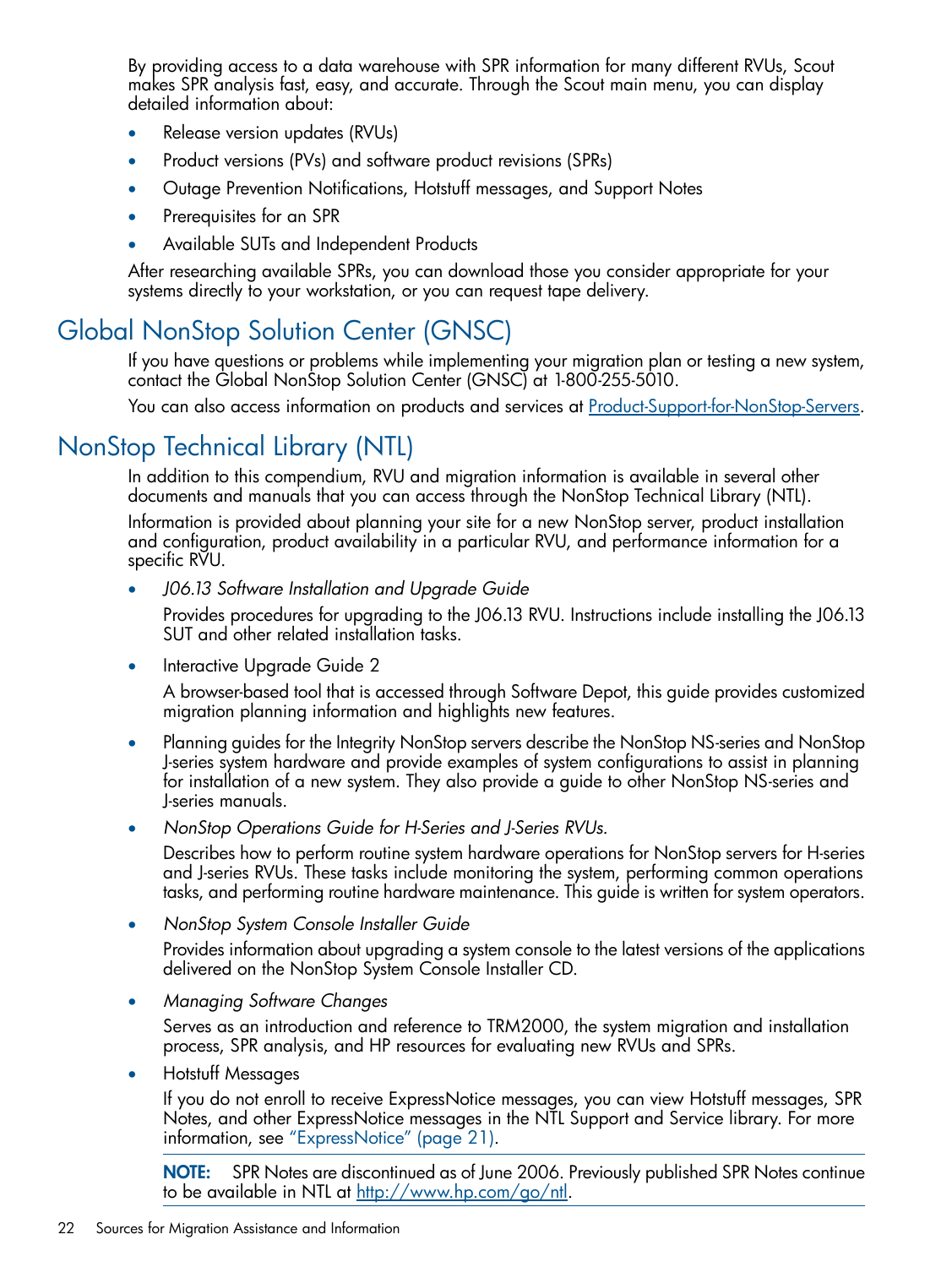By providing access to a data warehouse with SPR information for many different RVUs, Scout makes SPR analysis fast, easy, and accurate. Through the Scout main menu, you can display detailed information about:

- Release version updates (RVUs)
- Product versions (PVs) and software product revisions (SPRs)
- Outage Prevention Notifications, Hotstuff messages, and Support Notes
- Prerequisites for an SPR
- Available SUTs and Independent Products

After researching available SPRs, you can download those you consider appropriate for your systems directly to your workstation, or you can request tape delivery.

## Global NonStop Solution Center (GNSC)

If you have questions or problems while implementing your migration plan or testing a new system, contact the Global NonStop Solution Center (GNSC) at 1-800-255-5010.

You can also access information on products and services at Product-Support-for-NonStop-Servers.

## NonStop Technical Library (NTL)

In addition to this compendium, RVU and migration information is available in several other documents and manuals that you can access through the NonStop Technical Library (NTL).

Information is provided about planning your site for a new NonStop server, product installation and configuration, product availability in a particular RVU, and performance information for a specific RVU.

- *J06.13 Software Installation and Upgrade Guide*

  Provides procedures for upgrading to the J06.13 RVU. Instructions include installing the J06.13 SUT and other related installation tasks.

- Interactive Upgrade Guide 2

  A browser-based tool that is accessed through Software Depot, this guide provides customized migration planning information and highlights new features.

- Planning guides for the Integrity NonStop servers describe the NonStop NS-series and NonStop J-series system hardware and provide examples of system configurations to assist in planning for installation of a new system. They also provide a guide to other NonStop NS-series and J-series manuals.

- *NonStop Operations Guide for H-Series and J-Series RVUs.*

  Describes how to perform routine system hardware operations for NonStop servers for H-series and J-series RVUs. These tasks include monitoring the system, performing common operations tasks, and performing routine hardware maintenance. This guide is written for system operators.

- *NonStop System Console Installer Guide*

  Provides information about upgrading a system console to the latest versions of the applications delivered on the NonStop System Console Installer CD.

- *Managing Software Changes*

  Serves as an introduction and reference to TRM2000, the system migration and installation process, SPR analysis, and HP resources for evaluating new RVUs and SPRs.

- Hotstuff Messages

  If you do not enroll to receive ExpressNotice messages, you can view Hotstuff messages, SPR Notes, and other ExpressNotice messages in the NTL Support and Service library. For more information, see "ExpressNotice" (page 21).

  **NOTE:** SPR Notes are discontinued as of June 2006. Previously published SPR Notes continue to be available in NTL at http://www.hp.com/go/ntl.